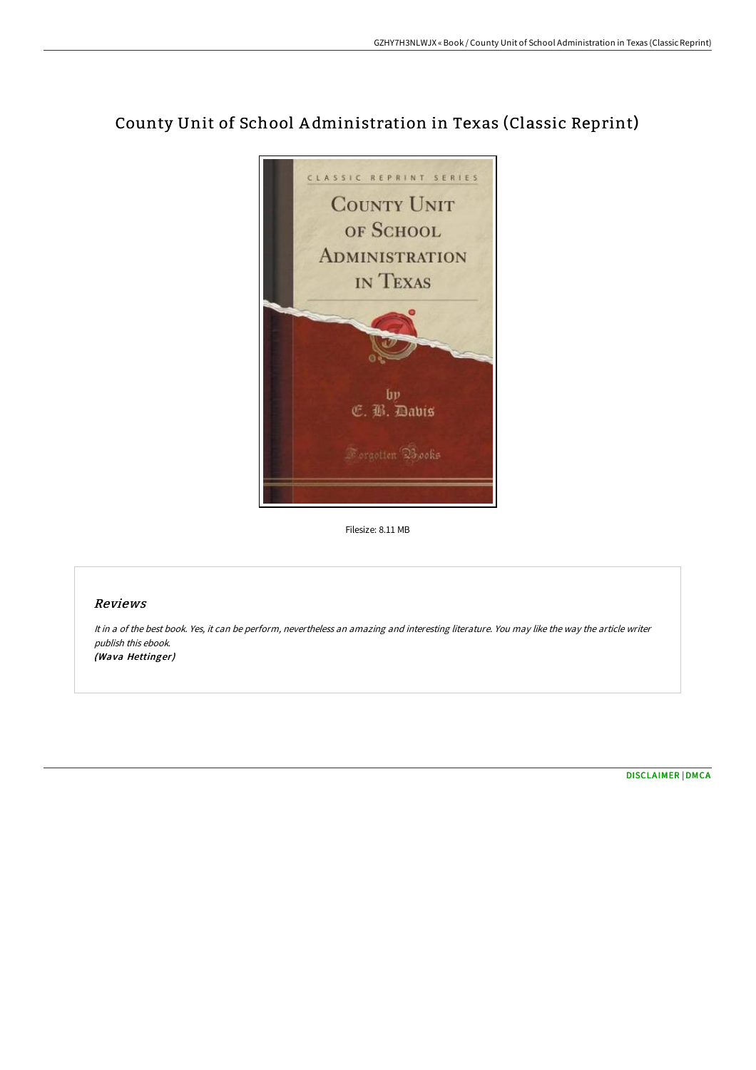# County Unit of School Administration in Texas (Classic Reprint)

Filesize: 8.11 MB

## Reviews

It in a of the best book. Yes, it can be perform, nevertheless an amazing and interesting literature. You may like the way the article writer publish this ebook.
*(Wava Hettinger)*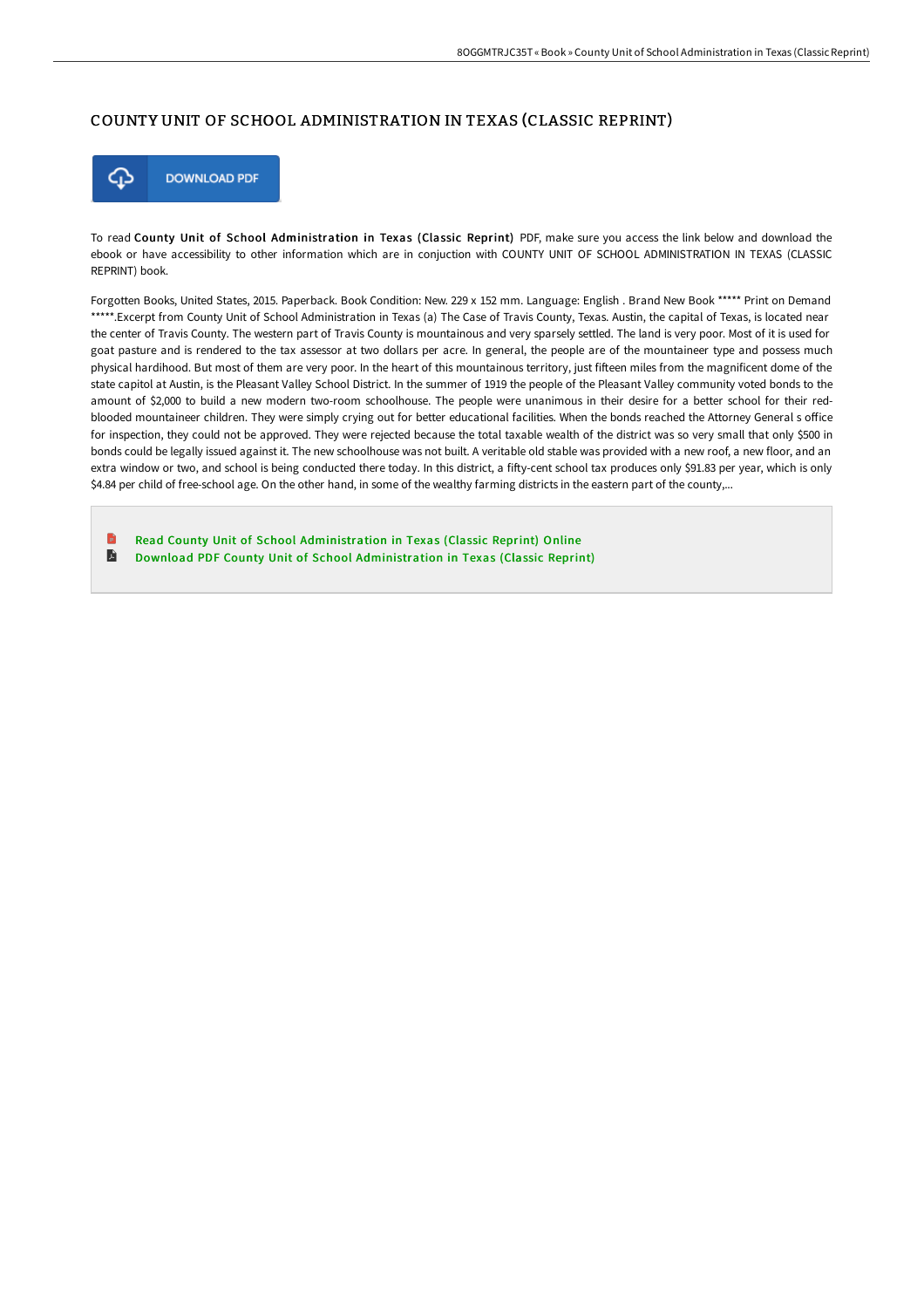# COUNTY UNIT OF SCHOOL ADMINISTRATION IN TEXAS (CLASSIC REPRINT)

DOWNLOAD PDF

To read **County Unit of School Administration in Texas (Classic Reprint)** PDF, make sure you access the link below and download the ebook or have accessibility to other information which are in conjuction with COUNTY UNIT OF SCHOOL ADMINISTRATION IN TEXAS (CLASSIC REPRINT) book.

Forgotten Books, United States, 2015. Paperback. Book Condition: New. 229 x 152 mm. Language: English . Brand New Book ***** Print on Demand *****.Excerpt from County Unit of School Administration in Texas (a) The Case of Travis County, Texas. Austin, the capital of Texas, is located near the center of Travis County. The western part of Travis County is mountainous and very sparsely settled. The land is very poor. Most of it is used for goat pasture and is rendered to the tax assessor at two dollars per acre. In general, the people are of the mountaineer type and possess much physical hardihood. But most of them are very poor. In the heart of this mountainous territory, just fifteen miles from the magnificent dome of the state capitol at Austin, is the Pleasant Valley School District. In the summer of 1919 the people of the Pleasant Valley community voted bonds to the amount of $2,000 to build a new modern two-room schoolhouse. The people were unanimous in their desire for a better school for their red-blooded mountaineer children. They were simply crying out for better educational facilities. When the bonds reached the Attorney General s office for inspection, they could not be approved. They were rejected because the total taxable wealth of the district was so very small that only $500 in bonds could be legally issued against it. The new schoolhouse was not built. A veritable old stable was provided with a new roof, a new floor, and an extra window or two, and school is being conducted there today. In this district, a fifty-cent school tax produces only $91.83 per year, which is only $4.84 per child of free-school age. On the other hand, in some of the wealthy farming districts in the eastern part of the county,...

- Read County Unit of School Administration in Texas (Classic Reprint) Online
- Download PDF County Unit of School Administration in Texas (Classic Reprint)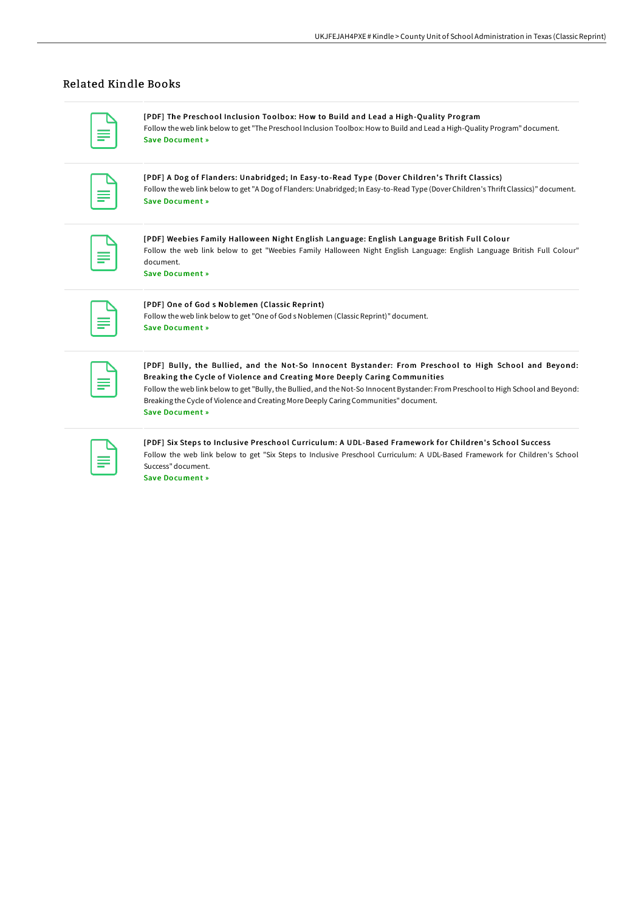## Related Kindle Books

**[PDF] The Preschool Inclusion Toolbox: How to Build and Lead a High-Quality Program**
Follow the web link below to get "The Preschool Inclusion Toolbox: How to Build and Lead a High-Quality Program" document.
Save Document »

**[PDF] A Dog of Flanders: Unabridged; In Easy-to-Read Type (Dover Children's Thrift Classics)**
Follow the web link below to get "A Dog of Flanders: Unabridged; In Easy-to-Read Type (Dover Children's Thrift Classics)" document.
Save Document »

**[PDF] Weebies Family Halloween Night English Language: English Language British Full Colour**
Follow the web link below to get "Weebies Family Halloween Night English Language: English Language British Full Colour" document.
Save Document »

**[PDF] One of God s Noblemen (Classic Reprint)**
Follow the web link below to get "One of God s Noblemen (Classic Reprint)" document.
Save Document »

**[PDF] Bully, the Bullied, and the Not-So Innocent Bystander: From Preschool to High School and Beyond: Breaking the Cycle of Violence and Creating More Deeply Caring Communities**
Follow the web link below to get "Bully, the Bullied, and the Not-So Innocent Bystander: From Preschool to High School and Beyond: Breaking the Cycle of Violence and Creating More Deeply Caring Communities" document.
Save Document »

**[PDF] Six Steps to Inclusive Preschool Curriculum: A UDL-Based Framework for Children's School Success**
Follow the web link below to get "Six Steps to Inclusive Preschool Curriculum: A UDL-Based Framework for Children's School Success" document.
Save Document »